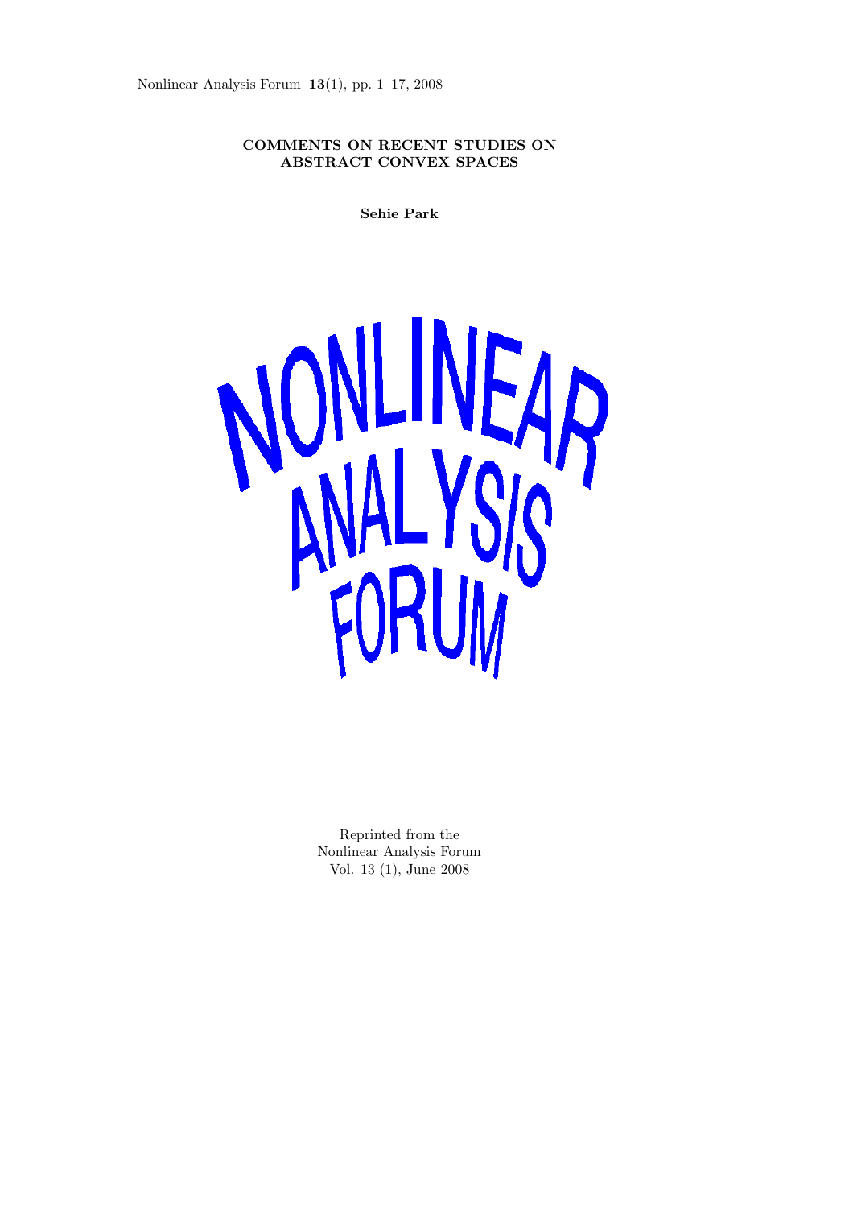# COMMENTS ON RECENT STUDIES ON ABSTRACT CONVEX SPACES

**Sehie Park**

NONLINEAR ANALYSIS FORUM

Reprinted from the
Nonlinear Analysis Forum
Vol. 13 (1), June 2008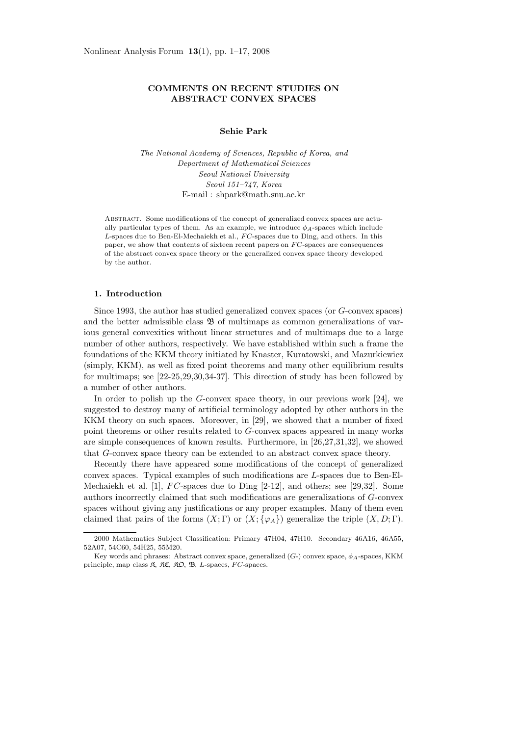# COMMENTS ON RECENT STUDIES ON ABSTRACT CONVEX SPACES

**Sehie Park**

*The National Academy of Sciences, Republic of Korea, and*
*Department of Mathematical Sciences*
*Seoul National University*
*Seoul 151–747, Korea*
E-mail : shpark@math.snu.ac.kr

Abstract. Some modifications of the concept of generalized convex spaces are actually particular types of them. As an example, we introduce $\phi_A$-spaces which include $L$-spaces due to Ben-El-Mechaiekh et al., $FC$-spaces due to Ding, and others. In this paper, we show that contents of sixteen recent papers on $FC$-spaces are consequences of the abstract convex space theory or the generalized convex space theory developed by the author.

## 1. Introduction

Since 1993, the author has studied generalized convex spaces (or $G$-convex spaces) and the better admissible class $\mathfrak{B}$ of multimaps as common generalizations of various general convexities without linear structures and of multimaps due to a large number of other authors, respectively. We have established within such a frame the foundations of the KKM theory initiated by Knaster, Kuratowski, and Mazurkiewicz (simply, KKM), as well as fixed point theorems and many other equilibrium results for multimaps; see [22-25,29,30,34-37]. This direction of study has been followed by a number of other authors.

In order to polish up the $G$-convex space theory, in our previous work [24], we suggested to destroy many of artificial terminology adopted by other authors in the KKM theory on such spaces. Moreover, in [29], we showed that a number of fixed point theorems or other results related to $G$-convex spaces appeared in many works are simple consequences of known results. Furthermore, in [26,27,31,32], we showed that $G$-convex space theory can be extended to an abstract convex space theory.

Recently there have appeared some modifications of the concept of generalized convex spaces. Typical examples of such modifications are $L$-spaces due to Ben-El-Mechaiekh et al. [1], $FC$-spaces due to Ding [2-12], and others; see [29,32]. Some authors incorrectly claimed that such modifications are generalizations of $G$-convex spaces without giving any justifications or any proper examples. Many of them even claimed that pairs of the forms $(X;\Gamma)$ or $(X;\{\varphi_A\})$ generalize the triple $(X,D;\Gamma)$.

---

2000 Mathematics Subject Classification: Primary 47H04, 47H10. Secondary 46A16, 46A55, 52A07, 54C60, 54H25, 55M20.

Key words and phrases: Abstract convex space, generalized ($G$-) convex space, $\phi_A$-spaces, KKM principle, map class $\mathfrak{K}$, $\mathfrak{KC}$, $\mathfrak{KO}$, $\mathfrak{B}$, $L$-spaces, $FC$-spaces.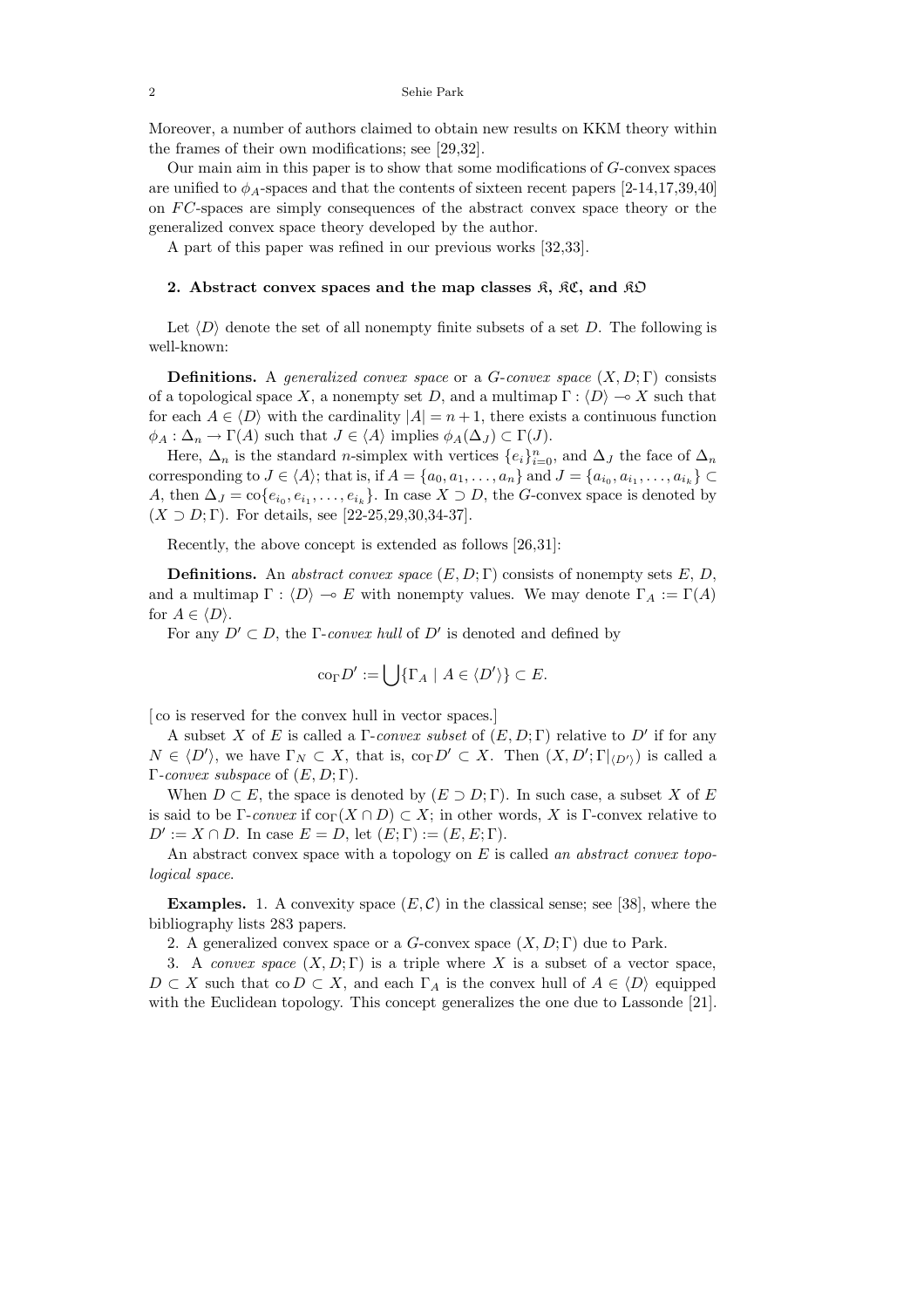Moreover, a number of authors claimed to obtain new results on KKM theory within the frames of their own modifications; see [29,32].

Our main aim in this paper is to show that some modifications of $G$-convex spaces are unified to $\phi_A$-spaces and that the contents of sixteen recent papers [2-14,17,39,40] on $FC$-spaces are simply consequences of the abstract convex space theory or the generalized convex space theory developed by the author.

A part of this paper was refined in our previous works [32,33].

## 2. Abstract convex spaces and the map classes $\mathfrak{K}$, $\mathfrak{KC}$, and $\mathfrak{KO}$

Let $\langle D \rangle$ denote the set of all nonempty finite subsets of a set $D$. The following is well-known:

**Definitions.** A *generalized convex space* or a *G-convex space* $(X, D; \Gamma)$ consists of a topological space $X$, a nonempty set $D$, and a multimap $\Gamma : \langle D \rangle \multimap X$ such that for each $A \in \langle D \rangle$ with the cardinality $|A| = n+1$, there exists a continuous function $\phi_A : \Delta_n \to \Gamma(A)$ such that $J \in \langle A \rangle$ implies $\phi_A(\Delta_J) \subset \Gamma(J)$.

Here, $\Delta_n$ is the standard $n$-simplex with vertices $\{e_i\}_{i=0}^n$, and $\Delta_J$ the face of $\Delta_n$ corresponding to $J \in \langle A \rangle$; that is, if $A = \{a_0, a_1, \ldots, a_n\}$ and $J = \{a_{i_0}, a_{i_1}, \ldots, a_{i_k}\} \subset A$, then $\Delta_J = \operatorname{co}\{e_{i_0}, e_{i_1}, \ldots, e_{i_k}\}$. In case $X \supset D$, the $G$-convex space is denoted by $(X \supset D; \Gamma)$. For details, see [22-25,29,30,34-37].

Recently, the above concept is extended as follows [26,31]:

**Definitions.** An *abstract convex space* $(E, D; \Gamma)$ consists of nonempty sets $E$, $D$, and a multimap $\Gamma : \langle D \rangle \multimap E$ with nonempty values. We may denote $\Gamma_A := \Gamma(A)$ for $A \in \langle D \rangle$.

For any $D' \subset D$, the $\Gamma$-*convex hull* of $D'$ is denoted and defined by

$$\operatorname{co}_\Gamma D' := \bigcup \{\Gamma_A \mid A \in \langle D' \rangle\} \subset E.$$

[ co is reserved for the convex hull in vector spaces.]

A subset $X$ of $E$ is called a $\Gamma$-*convex subset* of $(E, D; \Gamma)$ relative to $D'$ if for any $N \in \langle D' \rangle$, we have $\Gamma_N \subset X$, that is, $\operatorname{co}_\Gamma D' \subset X$. Then $(X, D'; \Gamma|_{\langle D' \rangle})$ is called a $\Gamma$-*convex subspace* of $(E, D; \Gamma)$.

When $D \subset E$, the space is denoted by $(E \supset D; \Gamma)$. In such case, a subset $X$ of $E$ is said to be $\Gamma$-*convex* if $\operatorname{co}_\Gamma(X \cap D) \subset X$; in other words, $X$ is $\Gamma$-convex relative to $D' := X \cap D$. In case $E = D$, let $(E; \Gamma) := (E, E; \Gamma)$.

An abstract convex space with a topology on $E$ is called *an abstract convex topological space*.

**Examples.** 1. A convexity space $(E, \mathcal{C})$ in the classical sense; see [38], where the bibliography lists 283 papers.

2. A generalized convex space or a $G$-convex space $(X, D; \Gamma)$ due to Park.

3. A *convex space* $(X, D; \Gamma)$ is a triple where $X$ is a subset of a vector space, $D \subset X$ such that $\operatorname{co} D \subset X$, and each $\Gamma_A$ is the convex hull of $A \in \langle D \rangle$ equipped with the Euclidean topology. This concept generalizes the one due to Lassonde [21].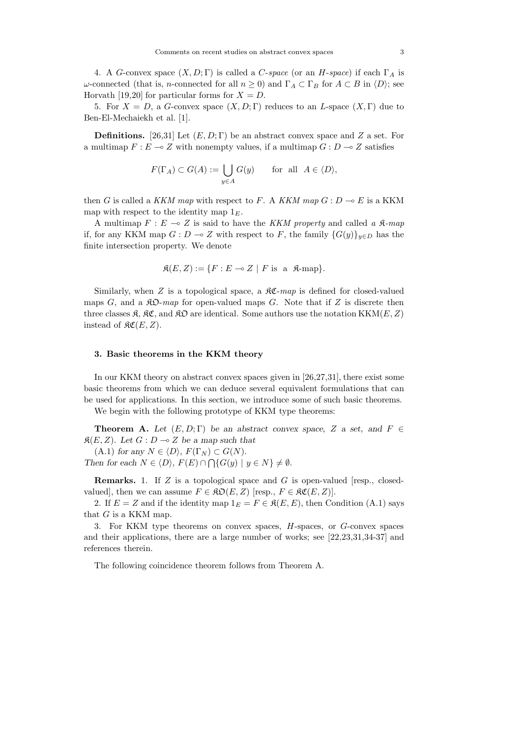4. A $G$-convex space $(X, D; \Gamma)$ is called a *C-space* (or an *H-space*) if each $\Gamma_A$ is $\omega$-connected (that is, $n$-connected for all $n \geq 0$) and $\Gamma_A \subset \Gamma_B$ for $A \subset B$ in $\langle D \rangle$; see Horvath [19,20] for particular forms for $X = D$.

5. For $X = D$, a $G$-convex space $(X, D; \Gamma)$ reduces to an $L$-space $(X, \Gamma)$ due to Ben-El-Mechaiekh et al. [1].

**Definitions.** [26,31] Let $(E, D; \Gamma)$ be an abstract convex space and $Z$ a set. For a multimap $F : E \multimap Z$ with nonempty values, if a multimap $G : D \multimap Z$ satisfies

$$F(\Gamma_A) \subset G(A) := \bigcup_{y \in A} G(y) \qquad \text{for all} \quad A \in \langle D \rangle,$$

then $G$ is called a *KKM map* with respect to $F$. A *KKM map* $G : D \multimap E$ is a KKM map with respect to the identity map $1_E$.

A multimap $F : E \multimap Z$ is said to have the *KKM property* and called *a $\mathfrak{K}$-map* if, for any KKM map $G : D \multimap Z$ with respect to $F$, the family $\{G(y)\}_{y \in D}$ has the finite intersection property. We denote

$$\mathfrak{K}(E, Z) := \{F : E \multimap Z \mid F \text{ is a } \mathfrak{K}\text{-map}\}.$$

Similarly, when $Z$ is a topological space, a *$\mathfrak{KC}$-map* is defined for closed-valued maps $G$, and a *$\mathfrak{KO}$-map* for open-valued maps $G$. Note that if $Z$ is discrete then three classes $\mathfrak{K}$, $\mathfrak{KC}$, and $\mathfrak{KO}$ are identical. Some authors use the notation $\text{KKM}(E, Z)$ instead of $\mathfrak{KC}(E, Z)$.

## 3. Basic theorems in the KKM theory

In our KKM theory on abstract convex spaces given in [26,27,31], there exist some basic theorems from which we can deduce several equivalent formulations that can be used for applications. In this section, we introduce some of such basic theorems.

We begin with the following prototype of KKM type theorems:

**Theorem A.** *Let $(E, D; \Gamma)$ be an abstract convex space, $Z$ a set, and $F \in \mathfrak{K}(E, Z)$. Let $G : D \multimap Z$ be a map such that*

(A.1) *for any $N \in \langle D \rangle$, $F(\Gamma_N) \subset G(N)$.*

*Then for each $N \in \langle D \rangle$, $F(E) \cap \bigcap \{G(y) \mid y \in N\} \neq \emptyset$.*

**Remarks.** 1. If $Z$ is a topological space and $G$ is open-valued [resp., closed-valued], then we can assume $F \in \mathfrak{KO}(E, Z)$ [resp., $F \in \mathfrak{KC}(E, Z)$].

2. If $E = Z$ and if the identity map $1_E = F \in \mathfrak{K}(E, E)$, then Condition (A.1) says that $G$ is a KKM map.

3. For KKM type theorems on convex spaces, $H$-spaces, or $G$-convex spaces and their applications, there are a large number of works; see [22,23,31,34-37] and references therein.

The following coincidence theorem follows from Theorem A.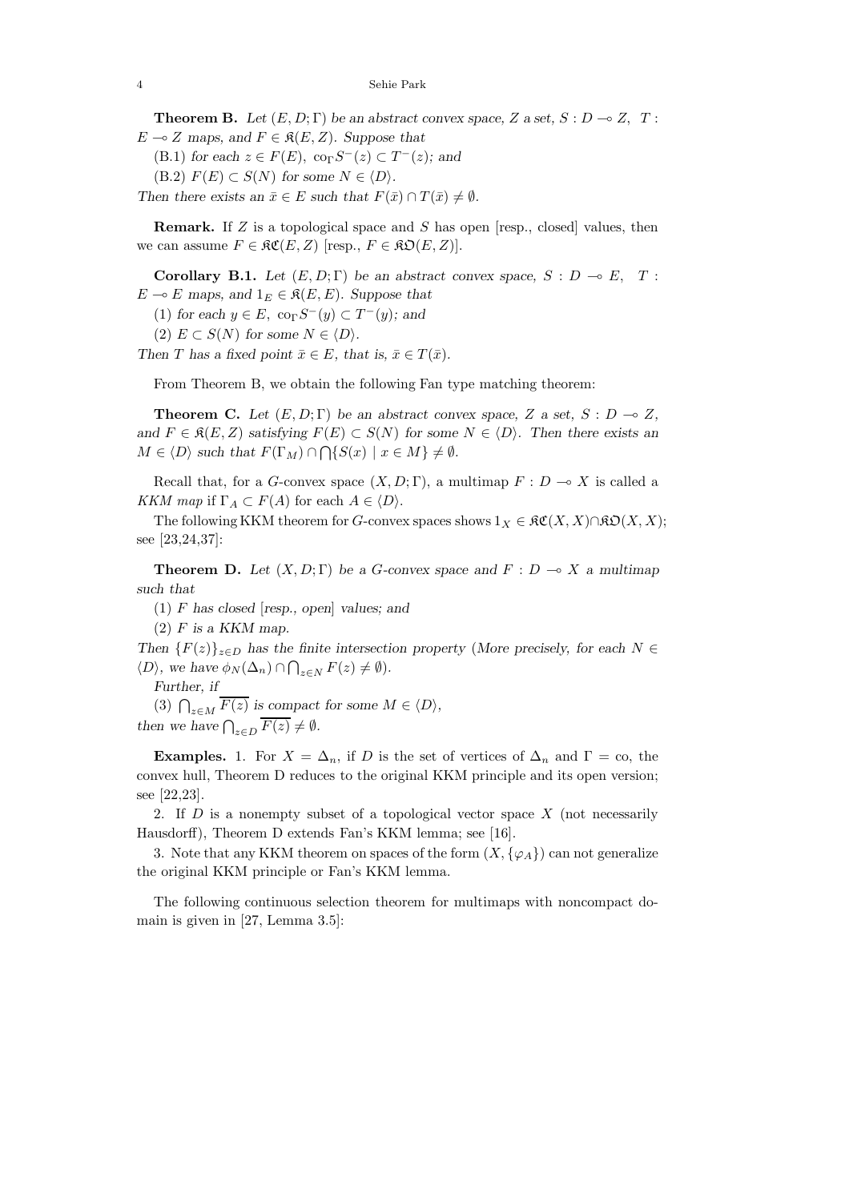**Theorem B.** *Let $(E, D; \Gamma)$ be an abstract convex space, $Z$ a set, $S : D \multimap Z$, $T : E \multimap Z$ maps, and $F \in \mathfrak{K}(E, Z)$. Suppose that*

(B.1) *for each $z \in F(E)$, $\operatorname{co}_\Gamma S^-(z) \subset T^-(z)$; and*

(B.2) *$F(E) \subset S(N)$ for some $N \in \langle D \rangle$.*

*Then there exists an $\bar{x} \in E$ such that $F(\bar{x}) \cap T(\bar{x}) \neq \emptyset$.*

**Remark.** If $Z$ is a topological space and $S$ has open [resp., closed] values, then we can assume $F \in \mathfrak{KC}(E, Z)$ [resp., $F \in \mathfrak{KO}(E, Z)$].

**Corollary B.1.** *Let $(E, D; \Gamma)$ be an abstract convex space, $S : D \multimap E$, $T : E \multimap E$ maps, and $1_E \in \mathfrak{K}(E, E)$. Suppose that*

(1) *for each $y \in E$, $\operatorname{co}_\Gamma S^-(y) \subset T^-(y)$; and*

(2) *$E \subset S(N)$ for some $N \in \langle D \rangle$.*

*Then $T$ has a fixed point $\bar{x} \in E$, that is, $\bar{x} \in T(\bar{x})$.*

From Theorem B, we obtain the following Fan type matching theorem:

**Theorem C.** *Let $(E, D; \Gamma)$ be an abstract convex space, $Z$ a set, $S : D \multimap Z$, and $F \in \mathfrak{K}(E, Z)$ satisfying $F(E) \subset S(N)$ for some $N \in \langle D \rangle$. Then there exists an $M \in \langle D \rangle$ such that $F(\Gamma_M) \cap \bigcap \{S(x) \mid x \in M\} \neq \emptyset$.*

Recall that, for a $G$-convex space $(X, D; \Gamma)$, a multimap $F : D \multimap X$ is called a *KKM map* if $\Gamma_A \subset F(A)$ for each $A \in \langle D \rangle$.

The following KKM theorem for $G$-convex spaces shows $1_X \in \mathfrak{KC}(X, X) \cap \mathfrak{KO}(X, X)$; see [23,24,37]:

**Theorem D.** *Let $(X, D; \Gamma)$ be a $G$-convex space and $F : D \multimap X$ a multimap such that*

(1) *$F$ has closed* [*resp., open*] *values; and*

(2) *$F$ is a KKM map.*

*Then $\{F(z)\}_{z \in D}$ has the finite intersection property* (*More precisely, for each $N \in \langle D \rangle$, we have $\phi_N(\Delta_n) \cap \bigcap_{z \in N} F(z) \neq \emptyset$*).

*Further, if*

(3) *$\bigcap_{z \in M} \overline{F(z)}$ is compact for some $M \in \langle D \rangle$,*

*then we have $\bigcap_{z \in D} \overline{F(z)} \neq \emptyset$.*

**Examples.** 1. For $X = \Delta_n$, if $D$ is the set of vertices of $\Delta_n$ and $\Gamma = \operatorname{co}$, the convex hull, Theorem D reduces to the original KKM principle and its open version; see [22,23].

2. If $D$ is a nonempty subset of a topological vector space $X$ (not necessarily Hausdorff), Theorem D extends Fan's KKM lemma; see [16].

3. Note that any KKM theorem on spaces of the form $(X, \{\varphi_A\})$ can not generalize the original KKM principle or Fan's KKM lemma.

The following continuous selection theorem for multimaps with noncompact domain is given in [27, Lemma 3.5]: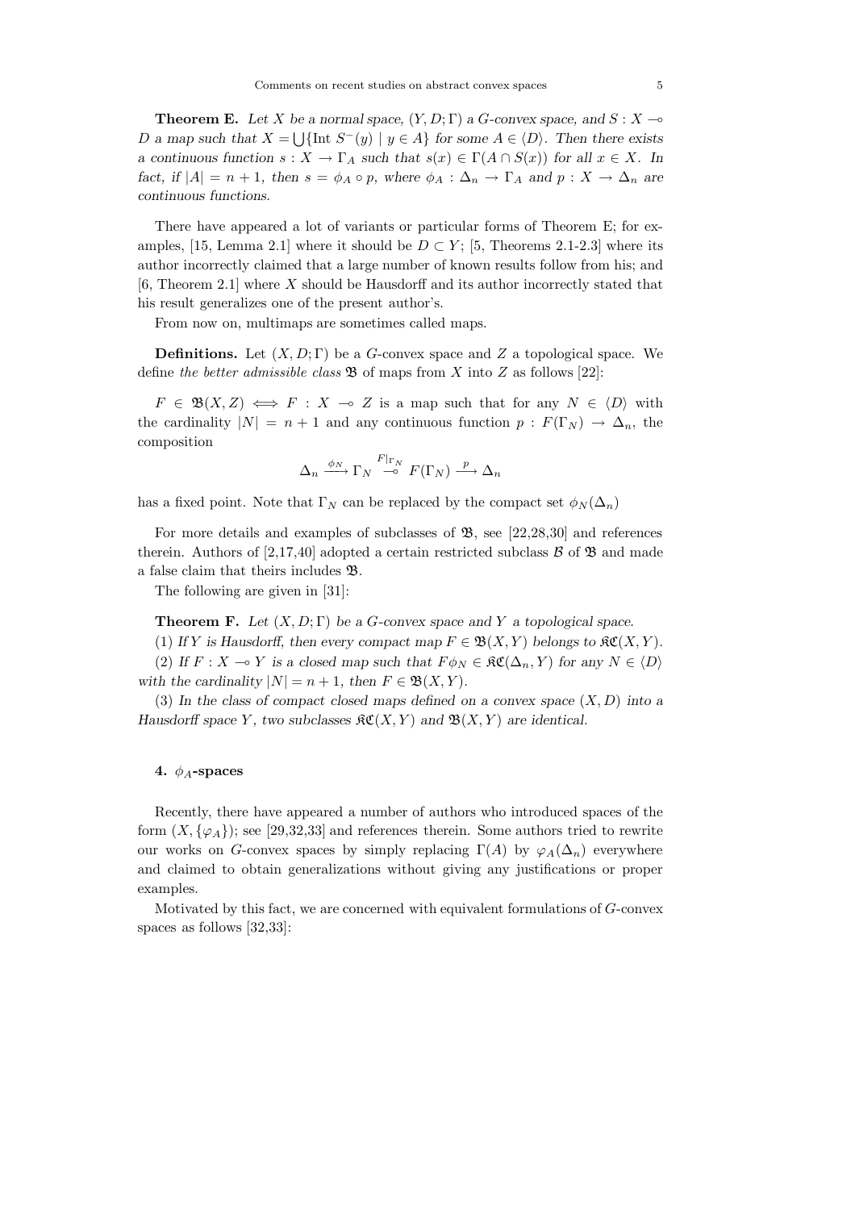**Theorem E.** *Let $X$ be a normal space, $(Y, D; \Gamma)$ a $G$-convex space, and $S : X \multimap D$ a map such that $X = \bigcup\{\text{Int } S^{-}(y) \mid y \in A\}$ for some $A \in \langle D \rangle$. Then there exists a continuous function $s : X \to \Gamma_A$ such that $s(x) \in \Gamma(A \cap S(x))$ for all $x \in X$. In fact, if $|A| = n + 1$, then $s = \phi_A \circ p$, where $\phi_A : \Delta_n \to \Gamma_A$ and $p : X \to \Delta_n$ are continuous functions.*

There have appeared a lot of variants or particular forms of Theorem E; for examples, [15, Lemma 2.1] where it should be $D \subset Y$; [5, Theorems 2.1-2.3] where its author incorrectly claimed that a large number of known results follow from his; and [6, Theorem 2.1] where $X$ should be Hausdorff and its author incorrectly stated that his result generalizes one of the present author's.

From now on, multimaps are sometimes called maps.

**Definitions.** Let $(X, D; \Gamma)$ be a $G$-convex space and $Z$ a topological space. We define *the better admissible class* $\mathfrak{B}$ of maps from $X$ into $Z$ as follows [22]:

$F \in \mathfrak{B}(X, Z) \iff F : X \multimap Z$ is a map such that for any $N \in \langle D \rangle$ with the cardinality $|N| = n + 1$ and any continuous function $p : F(\Gamma_N) \to \Delta_n$, the composition

$$\Delta_n \xrightarrow{\phi_N} \Gamma_N \overset{F|_{\Gamma_N}}{\multimap} F(\Gamma_N) \xrightarrow{p} \Delta_n$$

has a fixed point. Note that $\Gamma_N$ can be replaced by the compact set $\phi_N(\Delta_n)$

For more details and examples of subclasses of $\mathfrak{B}$, see [22,28,30] and references therein. Authors of [2,17,40] adopted a certain restricted subclass $\mathcal{B}$ of $\mathfrak{B}$ and made a false claim that theirs includes $\mathfrak{B}$.

The following are given in [31]:

**Theorem F.** *Let $(X, D; \Gamma)$ be a $G$-convex space and $Y$ a topological space.*

(1) *If $Y$ is Hausdorff, then every compact map $F \in \mathfrak{B}(X, Y)$ belongs to $\mathfrak{KC}(X, Y)$.*

(2) *If $F : X \multimap Y$ is a closed map such that $F\phi_N \in \mathfrak{KC}(\Delta_n, Y)$ for any $N \in \langle D \rangle$ with the cardinality $|N| = n + 1$, then $F \in \mathfrak{B}(X, Y)$.*

(3) *In the class of compact closed maps defined on a convex space $(X, D)$ into a Hausdorff space $Y$, two subclasses $\mathfrak{KC}(X, Y)$ and $\mathfrak{B}(X, Y)$ are identical.*

## 4. $\phi_A$-spaces

Recently, there have appeared a number of authors who introduced spaces of the form $(X, \{\varphi_A\})$; see [29,32,33] and references therein. Some authors tried to rewrite our works on $G$-convex spaces by simply replacing $\Gamma(A)$ by $\varphi_A(\Delta_n)$ everywhere and claimed to obtain generalizations without giving any justifications or proper examples.

Motivated by this fact, we are concerned with equivalent formulations of $G$-convex spaces as follows [32,33]: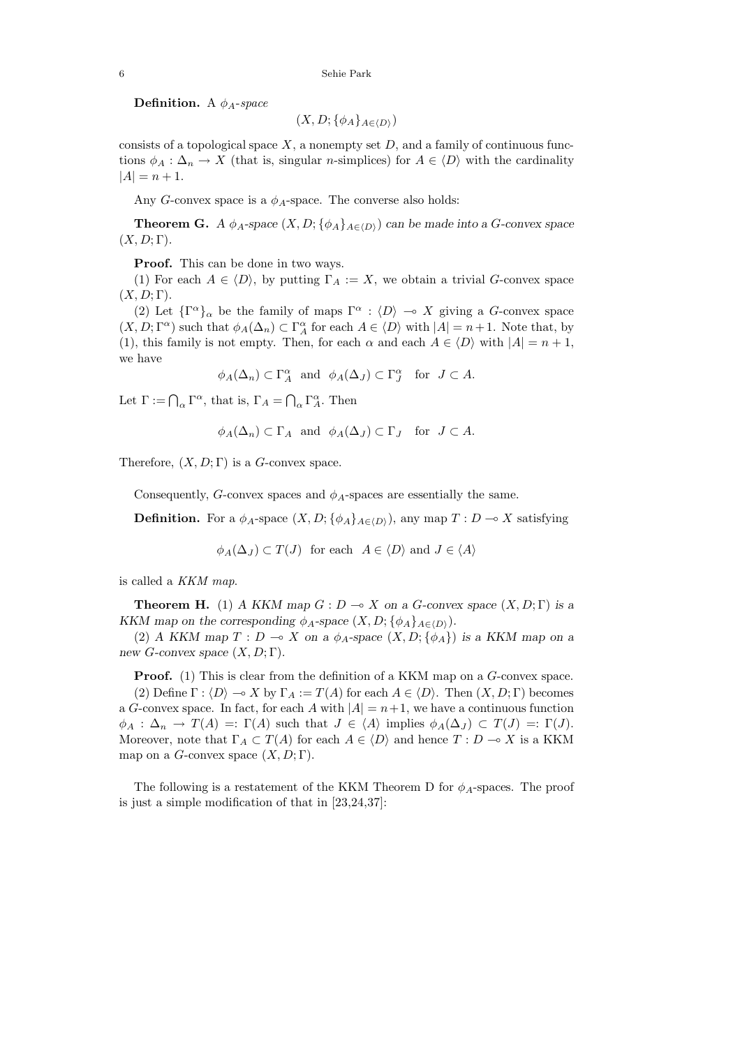**Definition.** A $\phi_A$-*space*

$$(X, D; \{\phi_A\}_{A\in\langle D\rangle})$$

consists of a topological space $X$, a nonempty set $D$, and a family of continuous functions $\phi_A : \Delta_n \to X$ (that is, singular $n$-simplices) for $A \in \langle D\rangle$ with the cardinality $|A| = n+1$.

Any $G$-convex space is a $\phi_A$-space. The converse also holds:

**Theorem G.** *A $\phi_A$-space $(X, D; \{\phi_A\}_{A\in\langle D\rangle})$ can be made into a $G$-convex space $(X, D; \Gamma)$.*

**Proof.** This can be done in two ways.

(1) For each $A \in \langle D\rangle$, by putting $\Gamma_A := X$, we obtain a trivial $G$-convex space $(X, D; \Gamma)$.

(2) Let $\{\Gamma^\alpha\}_\alpha$ be the family of maps $\Gamma^\alpha : \langle D\rangle \multimap X$ giving a $G$-convex space $(X, D; \Gamma^\alpha)$ such that $\phi_A(\Delta_n) \subset \Gamma^\alpha_A$ for each $A \in \langle D\rangle$ with $|A| = n+1$. Note that, by (1), this family is not empty. Then, for each $\alpha$ and each $A \in \langle D\rangle$ with $|A| = n+1$, we have

$$\phi_A(\Delta_n) \subset \Gamma^\alpha_A \quad \text{and} \quad \phi_A(\Delta_J) \subset \Gamma^\alpha_J \quad \text{for} \quad J \subset A.$$

Let $\Gamma := \bigcap_\alpha \Gamma^\alpha$, that is, $\Gamma_A = \bigcap_\alpha \Gamma^\alpha_A$. Then

$$\phi_A(\Delta_n) \subset \Gamma_A \quad \text{and} \quad \phi_A(\Delta_J) \subset \Gamma_J \quad \text{for} \quad J \subset A.$$

Therefore, $(X, D; \Gamma)$ is a $G$-convex space.

Consequently, $G$-convex spaces and $\phi_A$-spaces are essentially the same.

**Definition.** For a $\phi_A$-space $(X, D; \{\phi_A\}_{A\in\langle D\rangle})$, any map $T : D \multimap X$ satisfying

$$\phi_A(\Delta_J) \subset T(J) \quad \text{for each} \quad A \in \langle D\rangle \text{ and } J \in \langle A\rangle$$

is called a *KKM map*.

**Theorem H.** (1) *A KKM map $G : D \multimap X$ on a $G$-convex space $(X, D; \Gamma)$ is a KKM map on the corresponding $\phi_A$-space $(X, D; \{\phi_A\}_{A\in\langle D\rangle})$.*

(2) *A KKM map $T : D \multimap X$ on a $\phi_A$-space $(X, D; \{\phi_A\})$ is a KKM map on a new $G$-convex space $(X, D; \Gamma)$.*

**Proof.** (1) This is clear from the definition of a KKM map on a $G$-convex space.

(2) Define $\Gamma : \langle D\rangle \multimap X$ by $\Gamma_A := T(A)$ for each $A \in \langle D\rangle$. Then $(X, D; \Gamma)$ becomes a $G$-convex space. In fact, for each $A$ with $|A| = n+1$, we have a continuous function $\phi_A : \Delta_n \to T(A) =: \Gamma(A)$ such that $J \in \langle A\rangle$ implies $\phi_A(\Delta_J) \subset T(J) =: \Gamma(J)$. Moreover, note that $\Gamma_A \subset T(A)$ for each $A \in \langle D\rangle$ and hence $T : D \multimap X$ is a KKM map on a $G$-convex space $(X, D; \Gamma)$.

The following is a restatement of the KKM Theorem D for $\phi_A$-spaces. The proof is just a simple modification of that in [23,24,37]: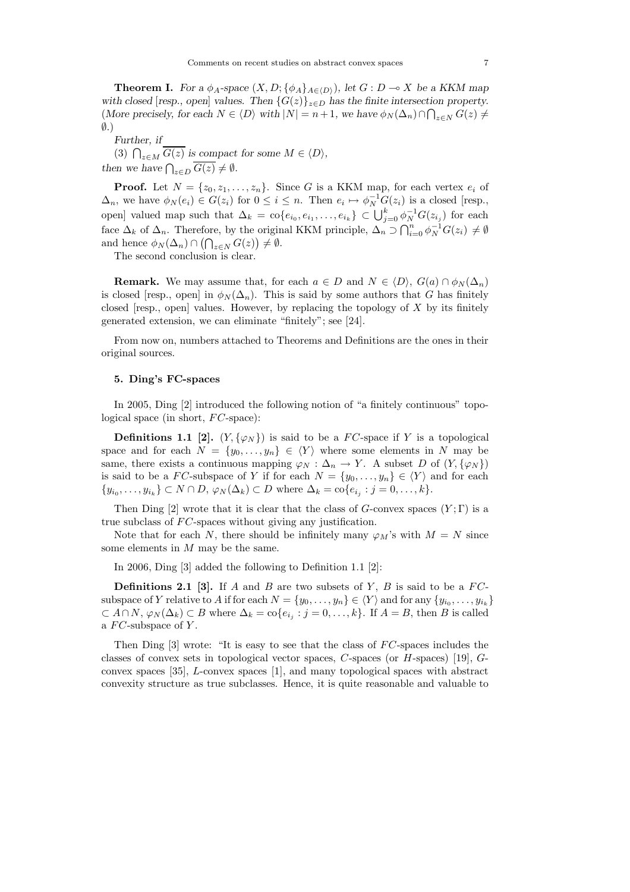**Theorem I.** *For a $\phi_A$-space $(X, D; \{\phi_A\}_{A\in\langle D\rangle})$, let $G : D \multimap X$ be a KKM map with closed* [*resp., open*] *values. Then $\{G(z)\}_{z\in D}$ has the finite intersection property.* (*More precisely, for each $N \in \langle D\rangle$ with $|N| = n+1$, we have $\phi_N(\Delta_n) \cap \bigcap_{z\in N} G(z) \neq \emptyset$.*)

*Further, if*

(3) $\bigcap_{z\in M} \overline{G(z)}$ *is compact for some $M \in \langle D\rangle$,*

*then we have $\bigcap_{z\in D} \overline{G(z)} \neq \emptyset$.*

**Proof.** Let $N = \{z_0, z_1, \ldots, z_n\}$. Since $G$ is a KKM map, for each vertex $e_i$ of $\Delta_n$, we have $\phi_N(e_i) \in G(z_i)$ for $0 \leq i \leq n$. Then $e_i \mapsto \phi_N^{-1} G(z_i)$ is a closed [resp., open] valued map such that $\Delta_k = \mathrm{co}\{e_{i_0}, e_{i_1}, \ldots, e_{i_k}\} \subset \bigcup_{j=0}^{k} \phi_N^{-1} G(z_{i_j})$ for each face $\Delta_k$ of $\Delta_n$. Therefore, by the original KKM principle, $\Delta_n \supset \bigcap_{i=0}^{n} \phi_N^{-1} G(z_i) \neq \emptyset$ and hence $\phi_N(\Delta_n) \cap \left(\bigcap_{z\in N} G(z)\right) \neq \emptyset$.

The second conclusion is clear.

**Remark.** We may assume that, for each $a \in D$ and $N \in \langle D\rangle$, $G(a) \cap \phi_N(\Delta_n)$ is closed [resp., open] in $\phi_N(\Delta_n)$. This is said by some authors that $G$ has finitely closed [resp., open] values. However, by replacing the topology of $X$ by its finitely generated extension, we can eliminate "finitely"; see [24].

From now on, numbers attached to Theorems and Definitions are the ones in their original sources.

### 5. Ding's FC-spaces

In 2005, Ding [2] introduced the following notion of "a finitely continuous" topological space (in short, $FC$-space):

**Definitions 1.1 [2].** $(Y, \{\varphi_N\})$ is said to be a $FC$-space if $Y$ is a topological space and for each $N = \{y_0, \ldots, y_n\} \in \langle Y\rangle$ where some elements in $N$ may be same, there exists a continuous mapping $\varphi_N : \Delta_n \to Y$. A subset $D$ of $(Y, \{\varphi_N\})$ is said to be a $FC$-subspace of $Y$ if for each $N = \{y_0, \ldots, y_n\} \in \langle Y\rangle$ and for each $\{y_{i_0}, \ldots, y_{i_k}\} \subset N \cap D$, $\varphi_N(\Delta_k) \subset D$ where $\Delta_k = \mathrm{co}\{e_{i_j} : j = 0, \ldots, k\}$.

Then Ding [2] wrote that it is clear that the class of $G$-convex spaces $(Y; \Gamma)$ is a true subclass of $FC$-spaces without giving any justification.

Note that for each $N$, there should be infinitely many $\varphi_M$'s with $M = N$ since some elements in $M$ may be the same.

In 2006, Ding [3] added the following to Definition 1.1 [2]:

**Definitions 2.1 [3].** If $A$ and $B$ are two subsets of $Y$, $B$ is said to be a $FC$-subspace of $Y$ relative to $A$ if for each $N = \{y_0, \ldots, y_n\} \in \langle Y\rangle$ and for any $\{y_{i_0}, \ldots, y_{i_k}\} \subset A \cap N$, $\varphi_N(\Delta_k) \subset B$ where $\Delta_k = \mathrm{co}\{e_{i_j} : j = 0, \ldots, k\}$. If $A = B$, then $B$ is called a $FC$-subspace of $Y$.

Then Ding [3] wrote: "It is easy to see that the class of $FC$-spaces includes the classes of convex sets in topological vector spaces, $C$-spaces (or $H$-spaces) [19], $G$-convex spaces [35], $L$-convex spaces [1], and many topological spaces with abstract convexity structure as true subclasses. Hence, it is quite reasonable and valuable to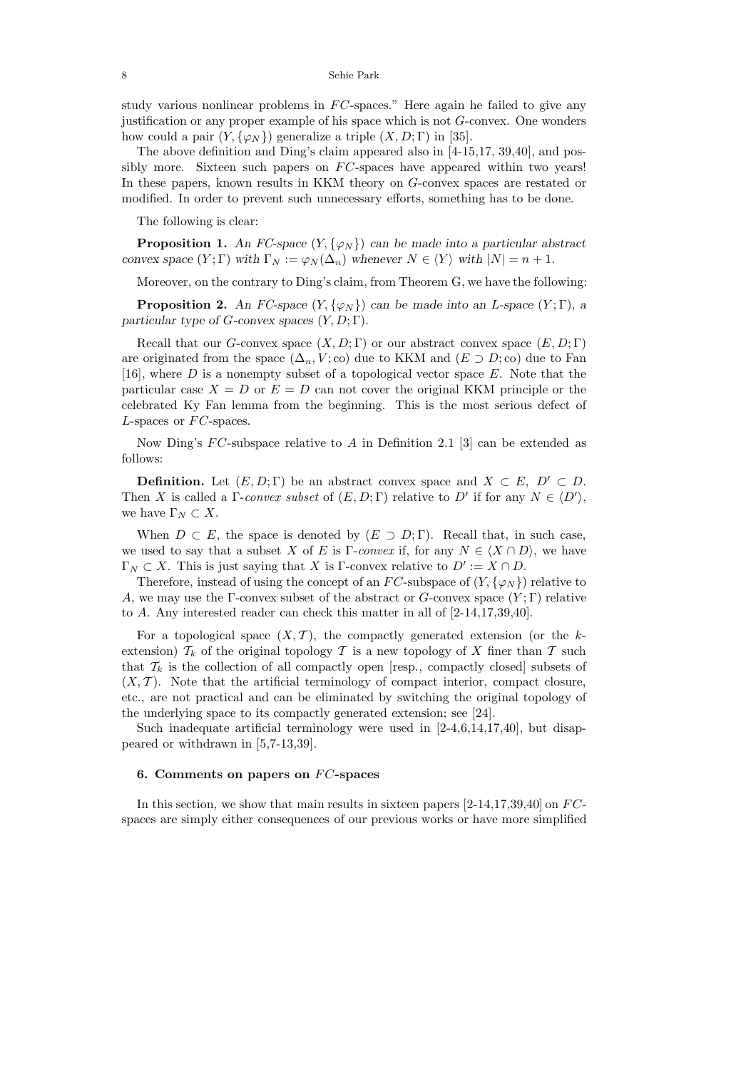study various nonlinear problems in $FC$-spaces." Here again he failed to give any justification or any proper example of his space which is not $G$-convex. One wonders how could a pair $(Y, \{\varphi_N\})$ generalize a triple $(X, D; \Gamma)$ in [35].

The above definition and Ding's claim appeared also in [4-15,17, 39,40], and possibly more. Sixteen such papers on $FC$-spaces have appeared within two years! In these papers, known results in KKM theory on $G$-convex spaces are restated or modified. In order to prevent such unnecessary efforts, something has to be done.

The following is clear:

**Proposition 1.** *An FC-space $(Y, \{\varphi_N\})$ can be made into a particular abstract convex space $(Y; \Gamma)$ with $\Gamma_N := \varphi_N(\Delta_n)$ whenever $N \in \langle Y \rangle$ with $|N| = n + 1$.*

Moreover, on the contrary to Ding's claim, from Theorem G, we have the following:

**Proposition 2.** *An FC-space $(Y, \{\varphi_N\})$ can be made into an L-space $(Y; \Gamma)$, a particular type of G-convex spaces $(Y, D; \Gamma)$.*

Recall that our $G$-convex space $(X, D; \Gamma)$ or our abstract convex space $(E, D; \Gamma)$ are originated from the space $(\Delta_n, V; \mathrm{co})$ due to KKM and $(E \supset D; \mathrm{co})$ due to Fan [16], where $D$ is a nonempty subset of a topological vector space $E$. Note that the particular case $X = D$ or $E = D$ can not cover the original KKM principle or the celebrated Ky Fan lemma from the beginning. This is the most serious defect of $L$-spaces or $FC$-spaces.

Now Ding's $FC$-subspace relative to $A$ in Definition 2.1 [3] can be extended as follows:

**Definition.** Let $(E, D; \Gamma)$ be an abstract convex space and $X \subset E$, $D' \subset D$. Then $X$ is called a *$\Gamma$-convex subset* of $(E, D; \Gamma)$ relative to $D'$ if for any $N \in \langle D' \rangle$, we have $\Gamma_N \subset X$.

When $D \subset E$, the space is denoted by $(E \supset D; \Gamma)$. Recall that, in such case, we used to say that a subset $X$ of $E$ is *$\Gamma$-convex* if, for any $N \in \langle X \cap D \rangle$, we have $\Gamma_N \subset X$. This is just saying that $X$ is $\Gamma$-convex relative to $D' := X \cap D$.

Therefore, instead of using the concept of an $FC$-subspace of $(Y, \{\varphi_N\})$ relative to $A$, we may use the $\Gamma$-convex subset of the abstract or $G$-convex space $(Y; \Gamma)$ relative to $A$. Any interested reader can check this matter in all of [2-14,17,39,40].

For a topological space $(X, \mathcal{T})$, the compactly generated extension (or the $k$-extension) $\mathcal{T}_k$ of the original topology $\mathcal{T}$ is a new topology of $X$ finer than $\mathcal{T}$ such that $\mathcal{T}_k$ is the collection of all compactly open [resp., compactly closed] subsets of $(X, \mathcal{T})$. Note that the artificial terminology of compact interior, compact closure, etc., are not practical and can be eliminated by switching the original topology of the underlying space to its compactly generated extension; see [24].

Such inadequate artificial terminology were used in [2-4,6,14,17,40], but disappeared or withdrawn in [5,7-13,39].

## 6. Comments on papers on $FC$-spaces

In this section, we show that main results in sixteen papers [2-14,17,39,40] on $FC$-spaces are simply either consequences of our previous works or have more simplified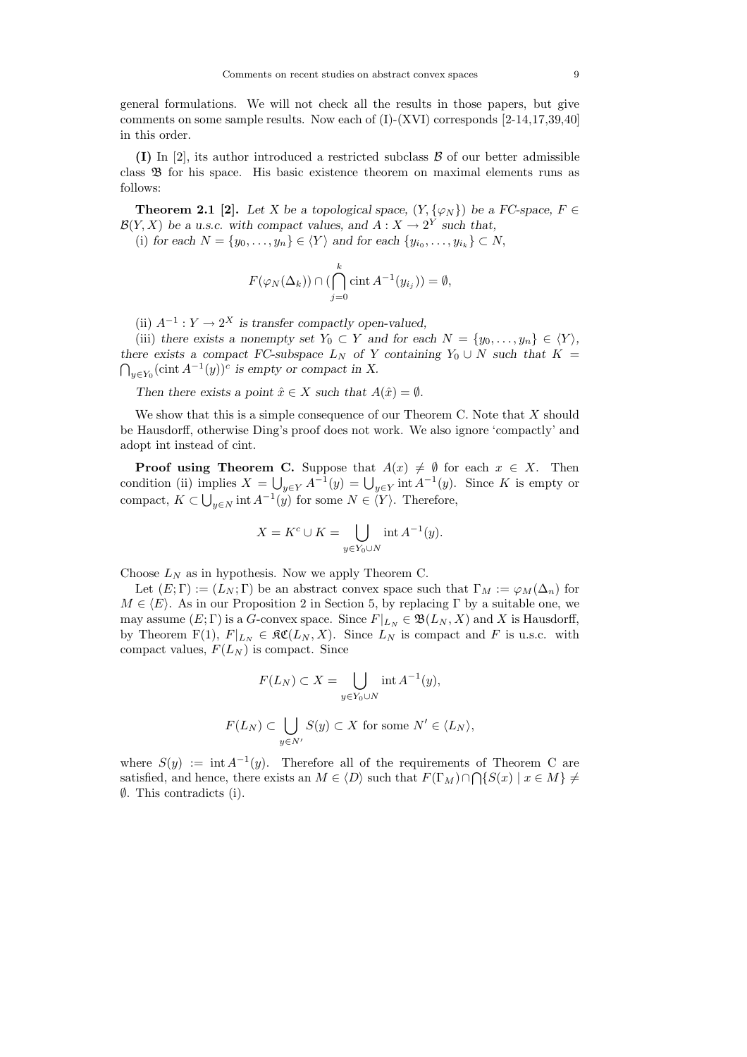general formulations. We will not check all the results in those papers, but give comments on some sample results. Now each of (I)-(XVI) corresponds [2-14,17,39,40] in this order.

**(I)** In [2], its author introduced a restricted subclass $\mathcal{B}$ of our better admissible class $\mathfrak{B}$ for his space. His basic existence theorem on maximal elements runs as follows:

**Theorem 2.1 [2].** *Let $X$ be a topological space, $(Y, \{\varphi_N\})$ be a FC-space, $F \in \mathcal{B}(Y, X)$ be a u.s.c. with compact values, and $A : X \to 2^Y$ such that,*

(i) *for each $N = \{y_0, \ldots, y_n\} \in \langle Y \rangle$ and for each $\{y_{i_0}, \ldots, y_{i_k}\} \subset N$,*

$$F(\varphi_N(\Delta_k)) \cap (\bigcap_{j=0}^{k} \operatorname{cint} A^{-1}(y_{i_j})) = \emptyset,$$

(ii) *$A^{-1} : Y \to 2^X$ is transfer compactly open-valued,*

(iii) *there exists a nonempty set $Y_0 \subset Y$ and for each $N = \{y_0, \ldots, y_n\} \in \langle Y \rangle$, there exists a compact FC-subspace $L_N$ of $Y$ containing $Y_0 \cup N$ such that $K = \bigcap_{y \in Y_0} (\operatorname{cint} A^{-1}(y))^c$ is empty or compact in $X$.*

*Then there exists a point $\hat{x} \in X$ such that $A(\hat{x}) = \emptyset$.*

We show that this is a simple consequence of our Theorem C. Note that $X$ should be Hausdorff, otherwise Ding's proof does not work. We also ignore 'compactly' and adopt int instead of cint.

**Proof using Theorem C.** Suppose that $A(x) \neq \emptyset$ for each $x \in X$. Then condition (ii) implies $X = \bigcup_{y \in Y} A^{-1}(y) = \bigcup_{y \in Y} \operatorname{int} A^{-1}(y)$. Since $K$ is empty or compact, $K \subset \bigcup_{y \in N} \operatorname{int} A^{-1}(y)$ for some $N \in \langle Y \rangle$. Therefore,

$$X = K^c \cup K = \bigcup_{y \in Y_0 \cup N} \operatorname{int} A^{-1}(y).$$

Choose $L_N$ as in hypothesis. Now we apply Theorem C.

Let $(E; \Gamma) := (L_N; \Gamma)$ be an abstract convex space such that $\Gamma_M := \varphi_M(\Delta_n)$ for $M \in \langle E \rangle$. As in our Proposition 2 in Section 5, by replacing $\Gamma$ by a suitable one, we may assume $(E; \Gamma)$ is a $G$-convex space. Since $F|_{L_N} \in \mathfrak{B}(L_N, X)$ and $X$ is Hausdorff, by Theorem F(1), $F|_{L_N} \in \mathfrak{KC}(L_N, X)$. Since $L_N$ is compact and $F$ is u.s.c. with compact values, $F(L_N)$ is compact. Since

$$F(L_N) \subset X = \bigcup_{y \in Y_0 \cup N} \operatorname{int} A^{-1}(y),$$

$$F(L_N) \subset \bigcup_{y \in N'} S(y) \subset X \text{ for some } N' \in \langle L_N \rangle,$$

where $S(y) := \operatorname{int} A^{-1}(y)$. Therefore all of the requirements of Theorem C are satisfied, and hence, there exists an $M \in \langle D \rangle$ such that $F(\Gamma_M) \cap \bigcap \{S(x) \mid x \in M\} \neq \emptyset$. This contradicts (i).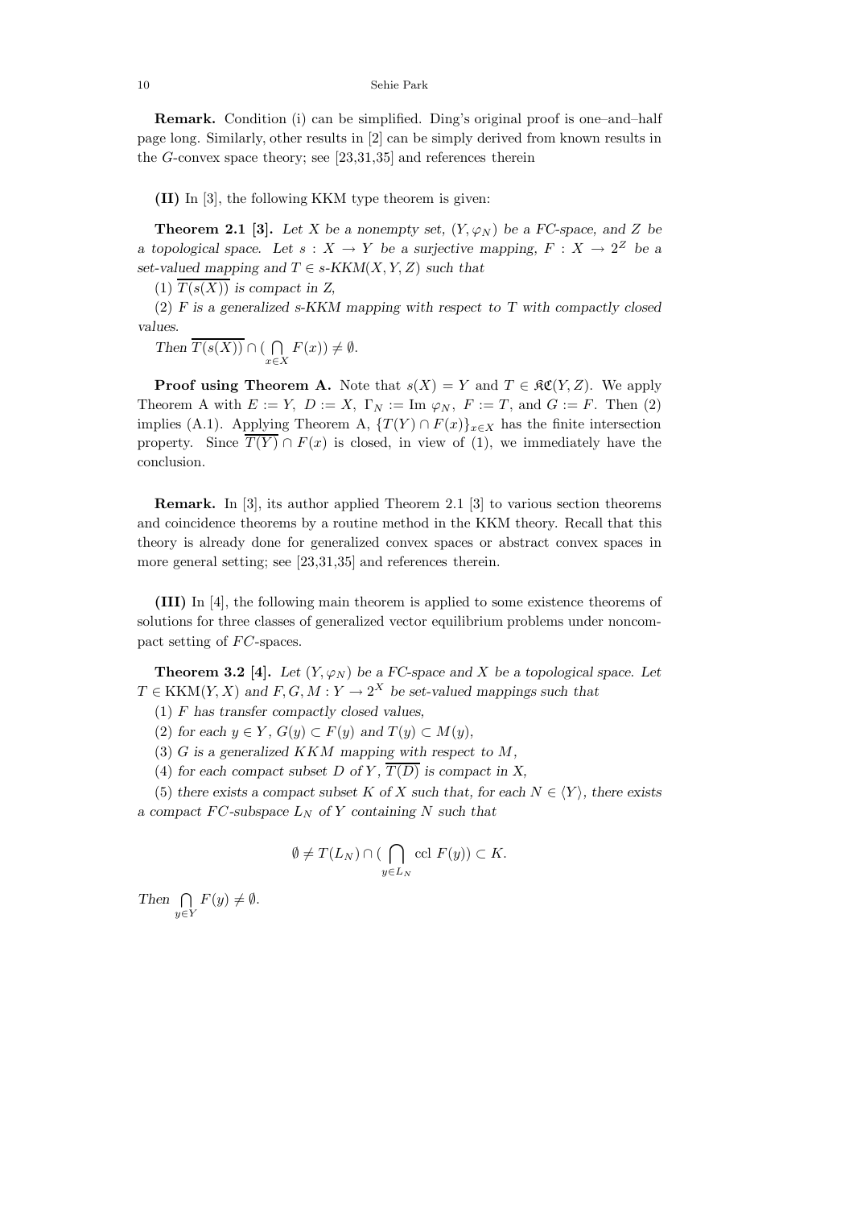**Remark.** Condition (i) can be simplified. Ding's original proof is one–and–half page long. Similarly, other results in [2] can be simply derived from known results in the $G$-convex space theory; see [23,31,35] and references therein

**(II)** In [3], the following KKM type theorem is given:

**Theorem 2.1 [3].** *Let $X$ be a nonempty set, $(Y, \varphi_N)$ be a FC-space, and $Z$ be a topological space. Let $s : X \to Y$ be a surjective mapping, $F : X \to 2^Z$ be a set-valued mapping and $T \in s$-KKM$(X, Y, Z)$ such that*

*(1) $\overline{T(s(X))}$ is compact in $Z$,*

*(2) $F$ is a generalized $s$-KKM mapping with respect to $T$ with compactly closed values.*

*Then $\overline{T(s(X))} \cap (\bigcap_{x \in X} F(x)) \neq \emptyset$.*

**Proof using Theorem A.** Note that $s(X) = Y$ and $T \in \mathfrak{KC}(Y, Z)$. We apply Theorem A with $E := Y$, $D := X$, $\Gamma_N := \text{Im } \varphi_N$, $F := T$, and $G := F$. Then (2) implies (A.1). Applying Theorem A, $\{T(Y) \cap F(x)\}_{x \in X}$ has the finite intersection property. Since $\overline{T(Y)} \cap F(x)$ is closed, in view of (1), we immediately have the conclusion.

**Remark.** In [3], its author applied Theorem 2.1 [3] to various section theorems and coincidence theorems by a routine method in the KKM theory. Recall that this theory is already done for generalized convex spaces or abstract convex spaces in more general setting; see [23,31,35] and references therein.

**(III)** In [4], the following main theorem is applied to some existence theorems of solutions for three classes of generalized vector equilibrium problems under noncompact setting of $FC$-spaces.

**Theorem 3.2 [4].** *Let $(Y, \varphi_N)$ be a FC-space and $X$ be a topological space. Let $T \in \text{KKM}(Y, X)$ and $F, G, M : Y \to 2^X$ be set-valued mappings such that*

*(1) $F$ has transfer compactly closed values,*

*(2) for each $y \in Y$, $G(y) \subset F(y)$ and $T(y) \subset M(y)$,*

*(3) $G$ is a generalized KKM mapping with respect to $M$,*

*(4) for each compact subset $D$ of $Y$, $\overline{T(D)}$ is compact in $X$,*

*(5) there exists a compact subset $K$ of $X$ such that, for each $N \in \langle Y \rangle$, there exists a compact $FC$-subspace $L_N$ of $Y$ containing $N$ such that*

$$\emptyset \neq T(L_N) \cap \Big(\bigcap_{y \in L_N} \text{ccl } F(y)\Big) \subset K.$$

*Then $\bigcap_{y \in Y} F(y) \neq \emptyset$.*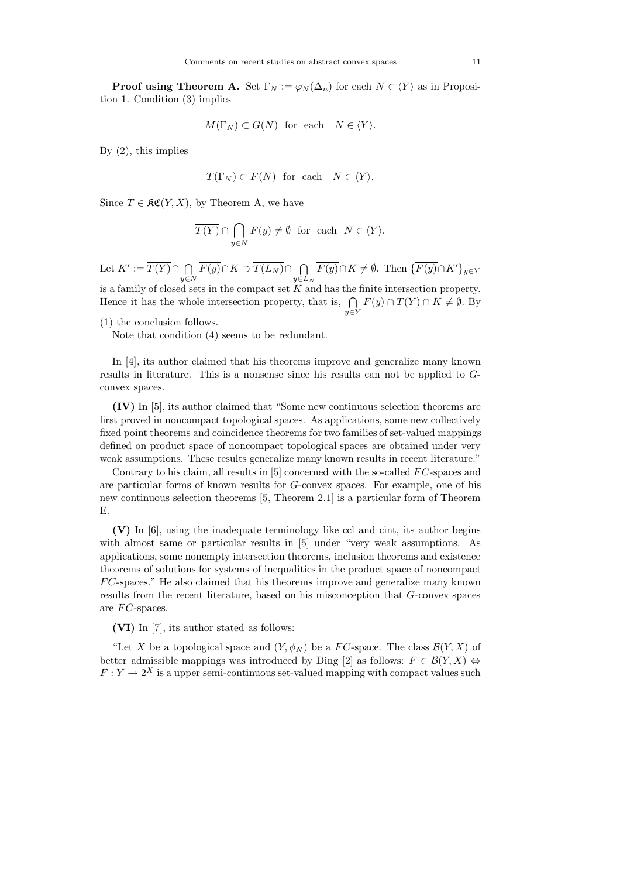**Proof using Theorem A.** Set $\Gamma_N := \varphi_N(\Delta_n)$ for each $N \in \langle Y \rangle$ as in Proposition 1. Condition (3) implies

$$M(\Gamma_N) \subset G(N) \text{ for each } N \in \langle Y \rangle.$$

By (2), this implies

$$T(\Gamma_N) \subset F(N) \text{ for each } N \in \langle Y \rangle.$$

Since $T \in \mathfrak{KC}(Y, X)$, by Theorem A, we have

$$\overline{T(Y)} \cap \bigcap_{y \in N} F(y) \neq \emptyset \text{ for each } N \in \langle Y \rangle.$$

Let $K' := \overline{T(Y)} \cap \bigcap_{y \in N} \overline{F(y)} \cap K \supset \overline{T(L_N)} \cap \bigcap_{y \in L_N} \overline{F(y)} \cap K \neq \emptyset$. Then $\{\overline{F(y)} \cap K'\}_{y \in Y}$ is a family of closed sets in the compact set $K$ and has the finite intersection property. Hence it has the whole intersection property, that is, $\bigcap_{y \in Y} \overline{F(y)} \cap \overline{T(Y)} \cap K \neq \emptyset$. By (1) the conclusion follows.

Note that condition (4) seems to be redundant.

In [4], its author claimed that his theorems improve and generalize many known results in literature. This is a nonsense since his results can not be applied to $G$-convex spaces.

**(IV)** In [5], its author claimed that "Some new continuous selection theorems are first proved in noncompact topological spaces. As applications, some new collectively fixed point theorems and coincidence theorems for two families of set-valued mappings defined on product space of noncompact topological spaces are obtained under very weak assumptions. These results generalize many known results in recent literature."

Contrary to his claim, all results in [5] concerned with the so-called $FC$-spaces and are particular forms of known results for $G$-convex spaces. For example, one of his new continuous selection theorems [5, Theorem 2.1] is a particular form of Theorem E.

**(V)** In [6], using the inadequate terminology like ccl and cint, its author begins with almost same or particular results in [5] under "very weak assumptions. As applications, some nonempty intersection theorems, inclusion theorems and existence theorems of solutions for systems of inequalities in the product space of noncompact $FC$-spaces." He also claimed that his theorems improve and generalize many known results from the recent literature, based on his misconception that $G$-convex spaces are $FC$-spaces.

**(VI)** In [7], its author stated as follows:

"Let $X$ be a topological space and $(Y, \phi_N)$ be a $FC$-space. The class $\mathcal{B}(Y, X)$ of better admissible mappings was introduced by Ding [2] as follows: $F \in \mathcal{B}(Y, X) \Leftrightarrow F : Y \to 2^X$ is a upper semi-continuous set-valued mapping with compact values such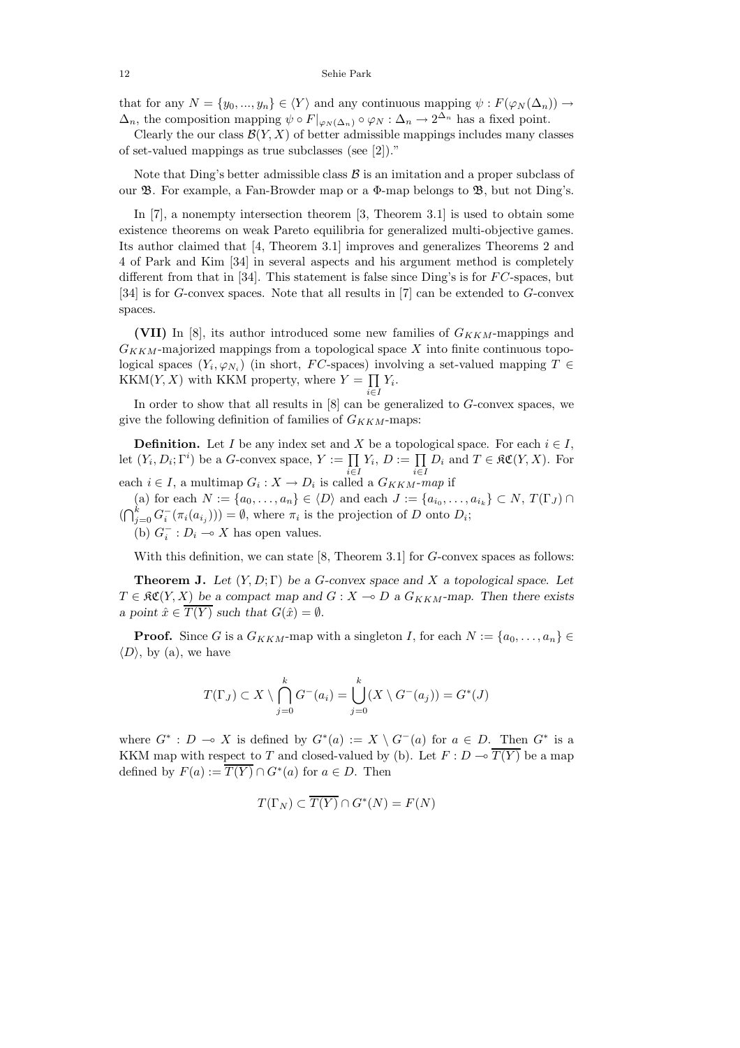that for any $N = \{y_0, ..., y_n\} \in \langle Y \rangle$ and any continuous mapping $\psi : F(\varphi_N(\Delta_n)) \to \Delta_n$, the composition mapping $\psi \circ F|_{\varphi_N(\Delta_n)} \circ \varphi_N : \Delta_n \to 2^{\Delta_n}$ has a fixed point.

Clearly the our class $\mathcal{B}(Y, X)$ of better admissible mappings includes many classes of set-valued mappings as true subclasses (see [2])."

Note that Ding's better admissible class $\mathcal{B}$ is an imitation and a proper subclass of our $\mathfrak{B}$. For example, a Fan-Browder map or a $\Phi$-map belongs to $\mathfrak{B}$, but not Ding's.

In [7], a nonempty intersection theorem [3, Theorem 3.1] is used to obtain some existence theorems on weak Pareto equilibria for generalized multi-objective games. Its author claimed that [4, Theorem 3.1] improves and generalizes Theorems 2 and 4 of Park and Kim [34] in several aspects and his argument method is completely different from that in [34]. This statement is false since Ding's is for $FC$-spaces, but [34] is for $G$-convex spaces. Note that all results in [7] can be extended to $G$-convex spaces.

**(VII)** In [8], its author introduced some new families of $G_{KKM}$-mappings and $G_{KKM}$-majorized mappings from a topological space $X$ into finite continuous topological spaces $(Y_i, \varphi_{N_i})$ (in short, $FC$-spaces) involving a set-valued mapping $T \in \mathrm{KKM}(Y, X)$ with KKM property, where $Y = \prod_{i \in I} Y_i$.

In order to show that all results in [8] can be generalized to $G$-convex spaces, we give the following definition of families of $G_{KKM}$-maps:

**Definition.** Let $I$ be any index set and $X$ be a topological space. For each $i \in I$, let $(Y_i, D_i; \Gamma^i)$ be a $G$-convex space, $Y := \prod_{i \in I} Y_i$, $D := \prod_{i \in I} D_i$ and $T \in \mathfrak{KC}(Y, X)$. For each $i \in I$, a multimap $G_i : X \to D_i$ is called a *$G_{KKM}$-map* if

(a) for each $N := \{a_0, \ldots, a_n\} \in \langle D \rangle$ and each $J := \{a_{i_0}, \ldots, a_{i_k}\} \subset N$, $T(\Gamma_J) \cap (\bigcap_{j=0}^{k} G_i^-(\pi_i(a_{i_j}))) = \emptyset$, where $\pi_i$ is the projection of $D$ onto $D_i$;

(b) $G_i^- : D_i \multimap X$ has open values.

With this definition, we can state [8, Theorem 3.1] for $G$-convex spaces as follows:

**Theorem J.** *Let $(Y, D; \Gamma)$ be a $G$-convex space and $X$ a topological space. Let $T \in \mathfrak{KC}(Y, X)$ be a compact map and $G : X \multimap D$ a $G_{KKM}$-map. Then there exists a point $\hat{x} \in \overline{T(Y)}$ such that $G(\hat{x}) = \emptyset$.*

**Proof.** Since $G$ is a $G_{KKM}$-map with a singleton $I$, for each $N := \{a_0, \ldots, a_n\} \in \langle D \rangle$, by (a), we have

$$T(\Gamma_J) \subset X \setminus \bigcap_{j=0}^{k} G^-(a_i) = \bigcup_{j=0}^{k} (X \setminus G^-(a_j)) = G^*(J)$$

where $G^* : D \multimap X$ is defined by $G^*(a) := X \setminus G^-(a)$ for $a \in D$. Then $G^*$ is a KKM map with respect to $T$ and closed-valued by (b). Let $F : D \multimap \overline{T(Y)}$ be a map defined by $F(a) := \overline{T(Y)} \cap G^*(a)$ for $a \in D$. Then

$$T(\Gamma_N) \subset \overline{T(Y)} \cap G^*(N) = F(N)$$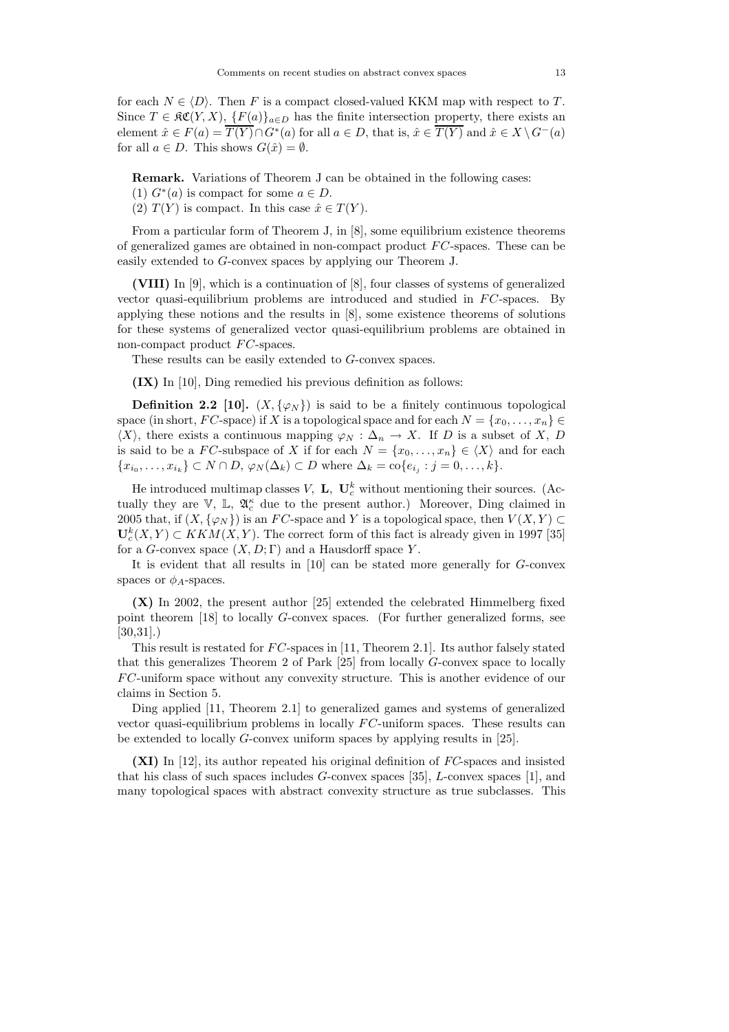for each $N \in \langle D\rangle$. Then $F$ is a compact closed-valued KKM map with respect to $T$. Since $T \in \mathfrak{KC}(Y, X)$, $\{F(a)\}_{a\in D}$ has the finite intersection property, there exists an element $\hat{x} \in F(a) = \overline{T(Y)} \cap G^*(a)$ for all $a \in D$, that is, $\hat{x} \in \overline{T(Y)}$ and $\hat{x} \in X \setminus G^-(a)$ for all $a \in D$. This shows $G(\hat{x}) = \emptyset$.

**Remark.** Variations of Theorem J can be obtained in the following cases:
(1) $G^*(a)$ is compact for some $a \in D$.
(2) $T(Y)$ is compact. In this case $\hat{x} \in T(Y)$.

From a particular form of Theorem J, in [8], some equilibrium existence theorems of generalized games are obtained in non-compact product $FC$-spaces. These can be easily extended to $G$-convex spaces by applying our Theorem J.

**(VIII)** In [9], which is a continuation of [8], four classes of systems of generalized vector quasi-equilibrium problems are introduced and studied in $FC$-spaces. By applying these notions and the results in [8], some existence theorems of solutions for these systems of generalized vector quasi-equilibrium problems are obtained in non-compact product $FC$-spaces.

These results can be easily extended to $G$-convex spaces.

**(IX)** In [10], Ding remedied his previous definition as follows:

**Definition 2.2 [10].** $(X, \{\varphi_N\})$ is said to be a finitely continuous topological space (in short, $FC$-space) if $X$ is a topological space and for each $N = \{x_0, \ldots, x_n\} \in \langle X\rangle$, there exists a continuous mapping $\varphi_N : \Delta_n \to X$. If $D$ is a subset of $X$, $D$ is said to be a $FC$-subspace of $X$ if for each $N = \{x_0, \ldots, x_n\} \in \langle X\rangle$ and for each $\{x_{i_0}, \ldots, x_{i_k}\} \subset N \cap D$, $\varphi_N(\Delta_k) \subset D$ where $\Delta_k = \mathrm{co}\{e_{i_j} : j = 0, \ldots, k\}$.

He introduced multimap classes $V$, $\mathbf{L}$, $\mathbf{U}_c^k$ without mentioning their sources. (Actually they are $\mathbb{V}$, $\mathbb{L}$, $\mathfrak{A}_c^\kappa$ due to the present author.) Moreover, Ding claimed in 2005 that, if $(X, \{\varphi_N\})$ is an $FC$-space and $Y$ is a topological space, then $V(X, Y) \subset \mathbf{U}_c^k(X, Y) \subset KKM(X, Y)$. The correct form of this fact is already given in 1997 [35] for a $G$-convex space $(X, D; \Gamma)$ and a Hausdorff space $Y$.

It is evident that all results in [10] can be stated more generally for $G$-convex spaces or $\phi_A$-spaces.

**(X)** In 2002, the present author [25] extended the celebrated Himmelberg fixed point theorem [18] to locally $G$-convex spaces. (For further generalized forms, see [30,31].)

This result is restated for $FC$-spaces in [11, Theorem 2.1]. Its author falsely stated that this generalizes Theorem 2 of Park [25] from locally $G$-convex space to locally $FC$-uniform space without any convexity structure. This is another evidence of our claims in Section 5.

Ding applied [11, Theorem 2.1] to generalized games and systems of generalized vector quasi-equilibrium problems in locally $FC$-uniform spaces. These results can be extended to locally $G$-convex uniform spaces by applying results in [25].

**(XI)** In [12], its author repeated his original definition of $FC$-spaces and insisted that his class of such spaces includes $G$-convex spaces [35], $L$-convex spaces [1], and many topological spaces with abstract convexity structure as true subclasses. This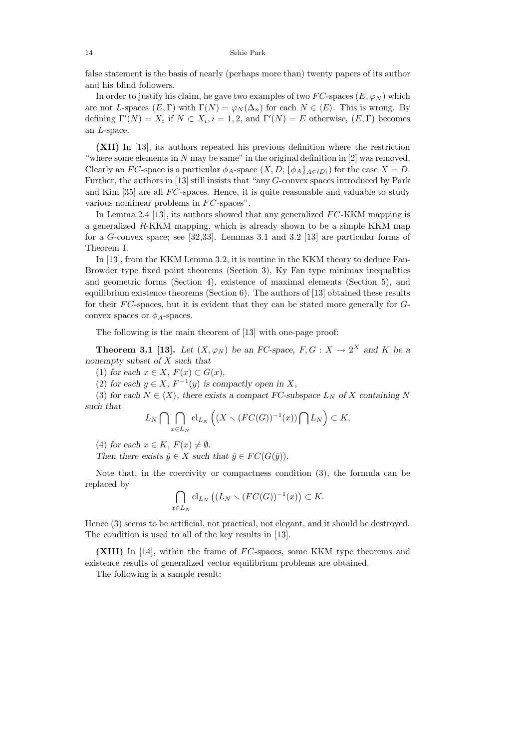false statement is the basis of nearly (perhaps more than) twenty papers of its author and his blind followers.

In order to justify his claim, he gave two examples of two $FC$-spaces $(E, \varphi_N)$ which are not $L$-spaces $(E, \Gamma)$ with $\Gamma(N) = \varphi_N(\Delta_n)$ for each $N \in \langle E \rangle$. This is wrong. By defining $\Gamma'(N) = X_i$ if $N \subset X_i, i = 1, 2$, and $\Gamma'(N) = E$ otherwise, $(E, \Gamma)$ becomes an $L$-space.

**(XII)** In [13], its authors repeated his previous definition where the restriction "where some elements in $N$ may be same" in the original definition in [2] was removed. Clearly an $FC$-space is a particular $\phi_A$-space $(X, D; \{\phi_A\}_{A \in \langle D \rangle})$ for the case $X = D$. Further, the authors in [13] still insists that "any $G$-convex spaces introduced by Park and Kim [35] are all $FC$-spaces. Hence, it is quite reasonable and valuable to study various nonlinear problems in $FC$-spaces".

In Lemma 2.4 [13], its authors showed that any generalized $FC$-KKM mapping is a generalized $R$-KKM mapping, which is already shown to be a simple KKM map for a $G$-convex space; see [32,33]. Lemmas 3.1 and 3.2 [13] are particular forms of Theorem I.

In [13], from the KKM Lemma 3.2, it is routine in the KKM theory to deduce Fan-Browder type fixed point theorems (Section 3), Ky Fan type minimax inequalities and geometric forms (Section 4), existence of maximal elements (Section 5), and equilibrium existence theorems (Section 6). The authors of [13] obtained these results for their $FC$-spaces, but it is evident that they can be stated more generally for $G$-convex spaces or $\phi_A$-spaces.

The following is the main theorem of [13] with one-page proof:

**Theorem 3.1 [13].** *Let $(X, \varphi_N)$ be an FC-space, $F, G : X \to 2^X$ and $K$ be a nonempty subset of $X$ such that*

(1) *for each $x \in X$, $F(x) \subset G(x)$,*

(2) *for each $y \in X$, $F^{-1}(y)$ is compactly open in $X$,*

(3) *for each $N \in \langle X \rangle$, there exists a compact FC-subspace $L_N$ of $X$ containing $N$ such that*

$$L_N \bigcap \bigcap_{x \in L_N} \mathrm{cl}_{L_N} \Big( (X \setminus (FC(G))^{-1}(x)) \bigcap L_N \Big) \subset K,$$

(4) *for each $x \in K$, $F(x) \neq \emptyset$.*

*Then there exists $\hat{y} \in X$ such that $\hat{y} \in FC(G(\hat{y}))$.*

Note that, in the coercivity or compactness condition (3), the formula can be replaced by

$$\bigcap_{x \in L_N} \mathrm{cl}_{L_N} \big( (L_N \setminus (FC(G))^{-1}(x) \big) \subset K.$$

Hence (3) seems to be artificial, not practical, not elegant, and it should be destroyed. The condition is used to all of the key results in [13].

**(XIII)** In [14], within the frame of $FC$-spaces, some KKM type theorems and existence results of generalized vector equilibrium problems are obtained.

The following is a sample result: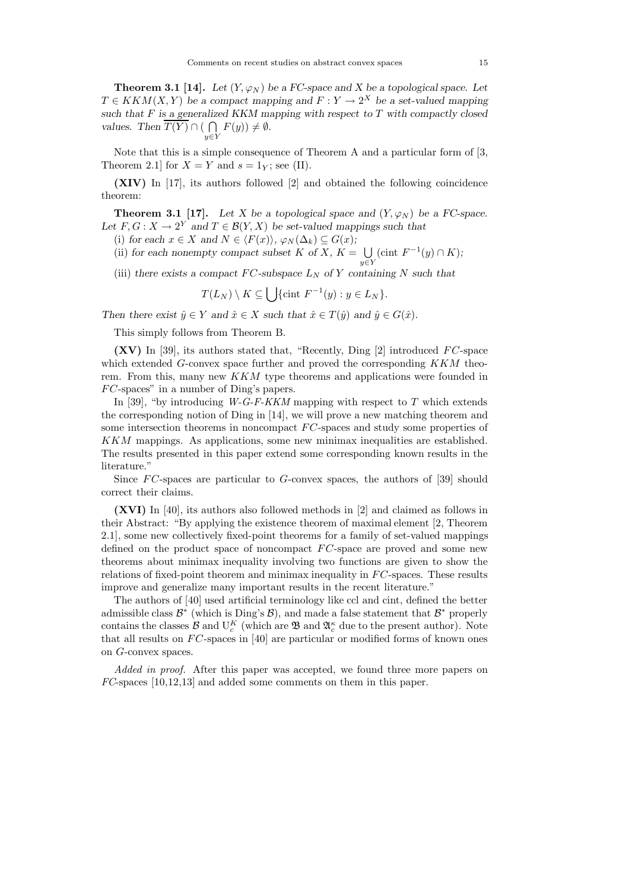**Theorem 3.1 [14].** *Let $(Y, \varphi_N)$ be a FC-space and $X$ be a topological space. Let $T \in KKM(X, Y)$ be a compact mapping and $F : Y \to 2^X$ be a set-valued mapping such that $F$ is a generalized KKM mapping with respect to $T$ with compactly closed values. Then $\overline{T(Y)} \cap (\bigcap_{y \in Y} F(y)) \neq \emptyset$.*

Note that this is a simple consequence of Theorem A and a particular form of [3, Theorem 2.1] for $X = Y$ and $s = 1_Y$; see (II).

**(XIV)** In [17], its authors followed [2] and obtained the following coincidence theorem:

**Theorem 3.1 [17].** *Let $X$ be a topological space and $(Y, \varphi_N)$ be a FC-space. Let $F, G : X \to 2^Y$ and $T \in \mathcal{B}(Y, X)$ be set-valued mappings such that*

(i) *for each $x \in X$ and $N \in \langle F(x) \rangle$, $\varphi_N(\Delta_k) \subseteq G(x)$;*

(ii) *for each nonempty compact subset $K$ of $X$, $K = \bigcup_{y \in Y} (\text{cint } F^{-1}(y) \cap K)$;*

(iii) *there exists a compact FC-subspace $L_N$ of $Y$ containing $N$ such that*

$$T(L_N) \setminus K \subseteq \bigcup \{\text{cint } F^{-1}(y) : y \in L_N\}.$$

*Then there exist $\hat{y} \in Y$ and $\hat{x} \in X$ such that $\hat{x} \in T(\hat{y})$ and $\hat{y} \in G(\hat{x})$.*

This simply follows from Theorem B.

**(XV)** In [39], its authors stated that, "Recently, Ding [2] introduced $FC$-space which extended $G$-convex space further and proved the corresponding $KKM$ theorem. From this, many new $KKM$ type theorems and applications were founded in $FC$-spaces" in a number of Ding's papers.

In [39], "by introducing *W-G-F-KKM* mapping with respect to $T$ which extends the corresponding notion of Ding in [14], we will prove a new matching theorem and some intersection theorems in noncompact $FC$-spaces and study some properties of $KKM$ mappings. As applications, some new minimax inequalities are established. The results presented in this paper extend some corresponding known results in the literature."

Since $FC$-spaces are particular to $G$-convex spaces, the authors of [39] should correct their claims.

**(XVI)** In [40], its authors also followed methods in [2] and claimed as follows in their Abstract: "By applying the existence theorem of maximal element [2, Theorem 2.1], some new collectively fixed-point theorems for a family of set-valued mappings defined on the product space of noncompact $FC$-space are proved and some new theorems about minimax inequality involving two functions are given to show the relations of fixed-point theorem and minimax inequality in $FC$-spaces. These results improve and generalize many important results in the recent literature."

The authors of [40] used artificial terminology like ccl and cint, defined the better admissible class $\mathcal{B}^*$ (which is Ding's $\mathcal{B}$), and made a false statement that $\mathcal{B}^*$ properly contains the classes $\mathcal{B}$ and $\mathrm{U}_c^K$ (which are $\mathfrak{B}$ and $\mathfrak{A}_c^\kappa$ due to the present author). Note that all results on $FC$-spaces in [40] are particular or modified forms of known ones on $G$-convex spaces.

*Added in proof.* After this paper was accepted, we found three more papers on $FC$-spaces [10,12,13] and added some comments on them in this paper.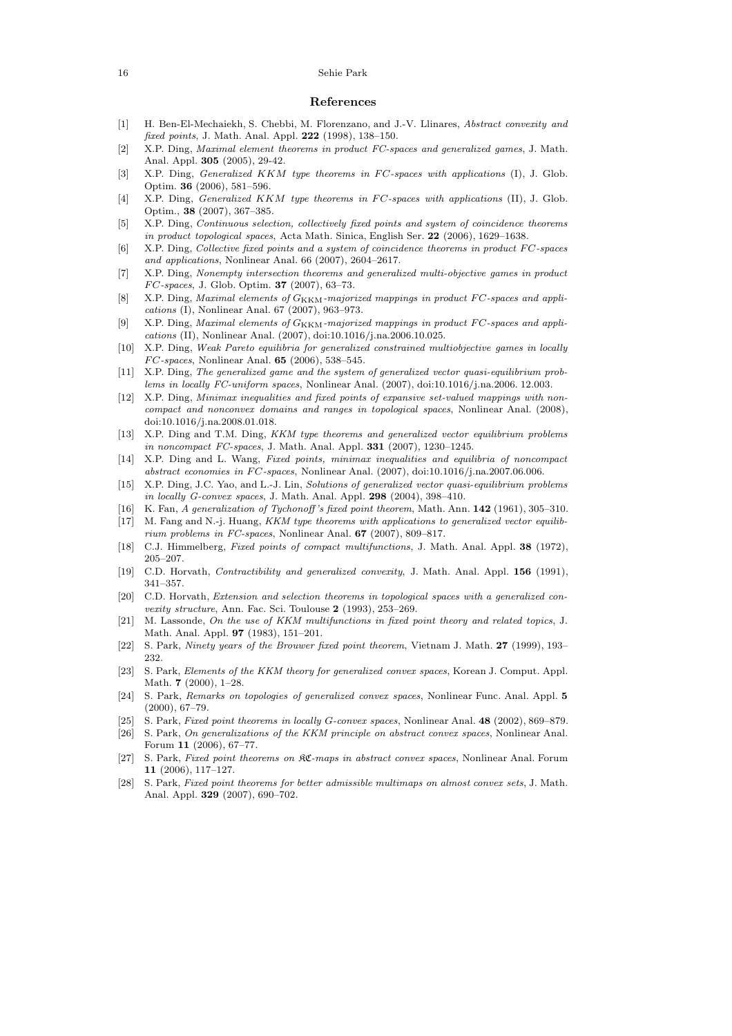## References

[1] H. Ben-El-Mechaiekh, S. Chebbi, M. Florenzano, and J.-V. Llinares, *Abstract convexity and fixed points*, J. Math. Anal. Appl. **222** (1998), 138–150.

[2] X.P. Ding, *Maximal element theorems in product FC-spaces and generalized games*, J. Math. Anal. Appl. **305** (2005), 29-42.

[3] X.P. Ding, *Generalized $KKM$ type theorems in FC-spaces with applications* (I), J. Glob. Optim. **36** (2006), 581–596.

[4] X.P. Ding, *Generalized $KKM$ type theorems in FC-spaces with applications* (II), J. Glob. Optim., **38** (2007), 367–385.

[5] X.P. Ding, *Continuous selection, collectively fixed points and system of coincidence theorems in product topological spaces*, Acta Math. Sinica, English Ser. **22** (2006), 1629–1638.

[6] X.P. Ding, *Collective fixed points and a system of coincidence theorems in product $FC$-spaces and applications*, Nonlinear Anal. 66 (2007), 2604–2617.

[7] X.P. Ding, *Nonempty intersection theorems and generalized multi-objective games in product $FC$-spaces*, J. Glob. Optim. **37** (2007), 63–73.

[8] X.P. Ding, *Maximal elements of $G_{\rm KKM}$-majorized mappings in product FC-spaces and applications* (I), Nonlinear Anal. 67 (2007), 963–973.

[9] X.P. Ding, *Maximal elements of $G_{\rm KKM}$-majorized mappings in product FC-spaces and applications* (II), Nonlinear Anal. (2007), doi:10.1016/j.na.2006.10.025.

[10] X.P. Ding, *Weak Pareto equilibria for generalized constrained multiobjective games in locally $FC$-spaces*, Nonlinear Anal. **65** (2006), 538–545.

[11] X.P. Ding, *The generalized game and the system of generalized vector quasi-equilibrium problems in locally FC-uniform spaces*, Nonlinear Anal. (2007), doi:10.1016/j.na.2006. 12.003.

[12] X.P. Ding, *Minimax inequalities and fixed points of expansive set-valued mappings with noncompact and nonconvex domains and ranges in topological spaces*, Nonlinear Anal. (2008), doi:10.1016/j.na.2008.01.018.

[13] X.P. Ding and T.M. Ding, *KKM type theorems and generalized vector equilibrium problems in noncompact FC-spaces*, J. Math. Anal. Appl. **331** (2007), 1230–1245.

[14] X.P. Ding and L. Wang, *Fixed points, minimax inequalities and equilibria of noncompact abstract economies in $FC$-spaces*, Nonlinear Anal. (2007), doi:10.1016/j.na.2007.06.006.

[15] X.P. Ding, J.C. Yao, and L.-J. Lin, *Solutions of generalized vector quasi-equilibrium problems in locally G-convex spaces*, J. Math. Anal. Appl. **298** (2004), 398–410.

[16] K. Fan, *A generalization of Tychonoff's fixed point theorem*, Math. Ann. **142** (1961), 305–310.

[17] M. Fang and N.-j. Huang, *KKM type theorems with applications to generalized vector equilibrium problems in FC-spaces*, Nonlinear Anal. **67** (2007), 809–817.

[18] C.J. Himmelberg, *Fixed points of compact multifunctions*, J. Math. Anal. Appl. **38** (1972), 205–207.

[19] C.D. Horvath, *Contractibility and generalized convexity*, J. Math. Anal. Appl. **156** (1991), 341–357.

[20] C.D. Horvath, *Extension and selection theorems in topological spaces with a generalized convexity structure*, Ann. Fac. Sci. Toulouse **2** (1993), 253–269.

[21] M. Lassonde, *On the use of KKM multifunctions in fixed point theory and related topics*, J. Math. Anal. Appl. **97** (1983), 151–201.

[22] S. Park, *Ninety years of the Brouwer fixed point theorem*, Vietnam J. Math. **27** (1999), 193–232.

[23] S. Park, *Elements of the KKM theory for generalized convex spaces*, Korean J. Comput. Appl. Math. **7** (2000), 1–28.

[24] S. Park, *Remarks on topologies of generalized convex spaces*, Nonlinear Func. Anal. Appl. **5** (2000), 67–79.

[25] S. Park, *Fixed point theorems in locally G-convex spaces*, Nonlinear Anal. **48** (2002), 869–879.

[26] S. Park, *On generalizations of the KKM principle on abstract convex spaces*, Nonlinear Anal. Forum **11** (2006), 67–77.

[27] S. Park, *Fixed point theorems on $\mathfrak{KC}$-maps in abstract convex spaces*, Nonlinear Anal. Forum **11** (2006), 117–127.

[28] S. Park, *Fixed point theorems for better admissible multimaps on almost convex sets*, J. Math. Anal. Appl. **329** (2007), 690–702.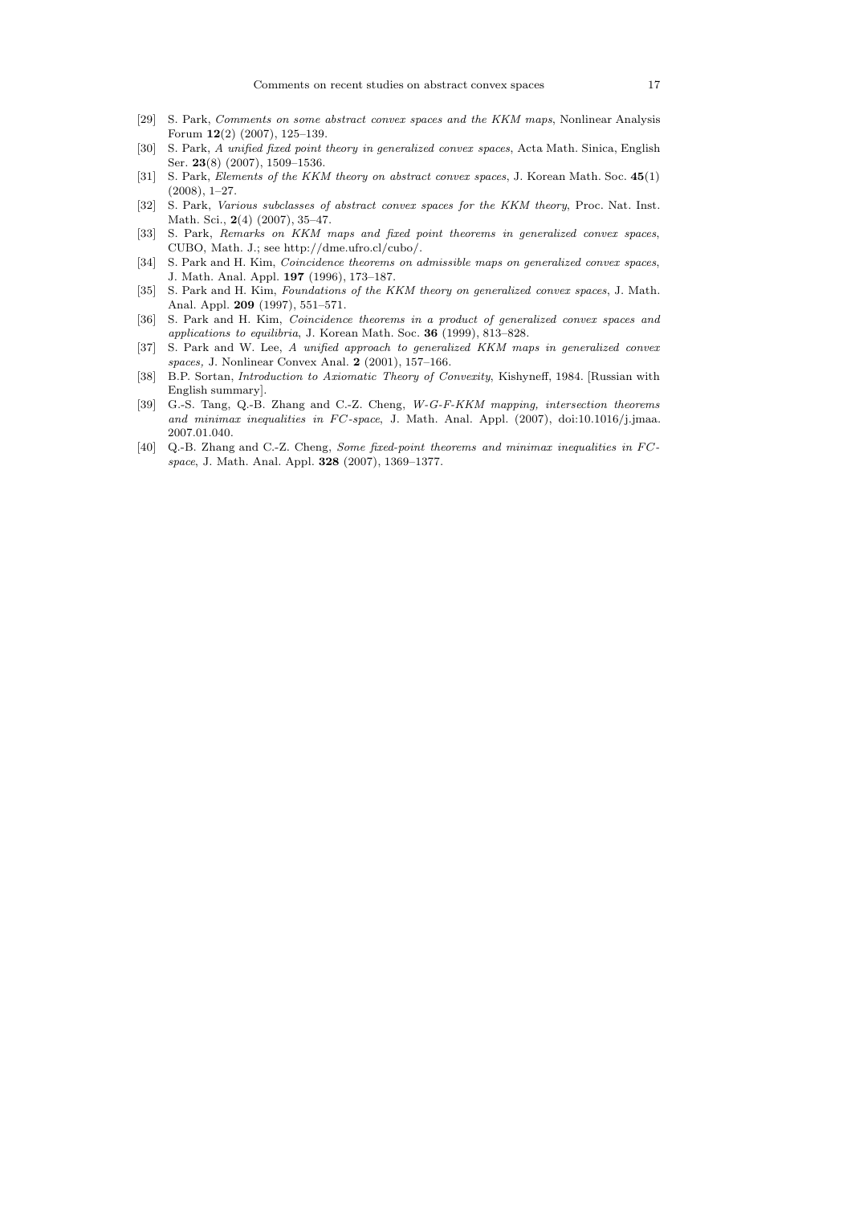[29] S. Park, *Comments on some abstract convex spaces and the KKM maps*, Nonlinear Analysis Forum **12**(2) (2007), 125–139.

[30] S. Park, *A unified fixed point theory in generalized convex spaces*, Acta Math. Sinica, English Ser. **23**(8) (2007), 1509–1536.

[31] S. Park, *Elements of the KKM theory on abstract convex spaces*, J. Korean Math. Soc. **45**(1) (2008), 1–27.

[32] S. Park, *Various subclasses of abstract convex spaces for the KKM theory*, Proc. Nat. Inst. Math. Sci., **2**(4) (2007), 35–47.

[33] S. Park, *Remarks on KKM maps and fixed point theorems in generalized convex spaces*, CUBO, Math. J.; see http://dme.ufro.cl/cubo/.

[34] S. Park and H. Kim, *Coincidence theorems on admissible maps on generalized convex spaces*, J. Math. Anal. Appl. **197** (1996), 173–187.

[35] S. Park and H. Kim, *Foundations of the KKM theory on generalized convex spaces*, J. Math. Anal. Appl. **209** (1997), 551–571.

[36] S. Park and H. Kim, *Coincidence theorems in a product of generalized convex spaces and applications to equilibria*, J. Korean Math. Soc. **36** (1999), 813–828.

[37] S. Park and W. Lee, *A unified approach to generalized KKM maps in generalized convex spaces,* J. Nonlinear Convex Anal. **2** (2001), 157–166.

[38] B.P. Sortan, *Introduction to Axiomatic Theory of Convexity*, Kishyneff, 1984. [Russian with English summary].

[39] G.-S. Tang, Q.-B. Zhang and C.-Z. Cheng, *W-G-F-KKM mapping, intersection theorems and minimax inequalities in FC-space*, J. Math. Anal. Appl. (2007), doi:10.1016/j.jmaa.2007.01.040.

[40] Q.-B. Zhang and C.-Z. Cheng, *Some fixed-point theorems and minimax inequalities in FC-space*, J. Math. Anal. Appl. **328** (2007), 1369–1377.